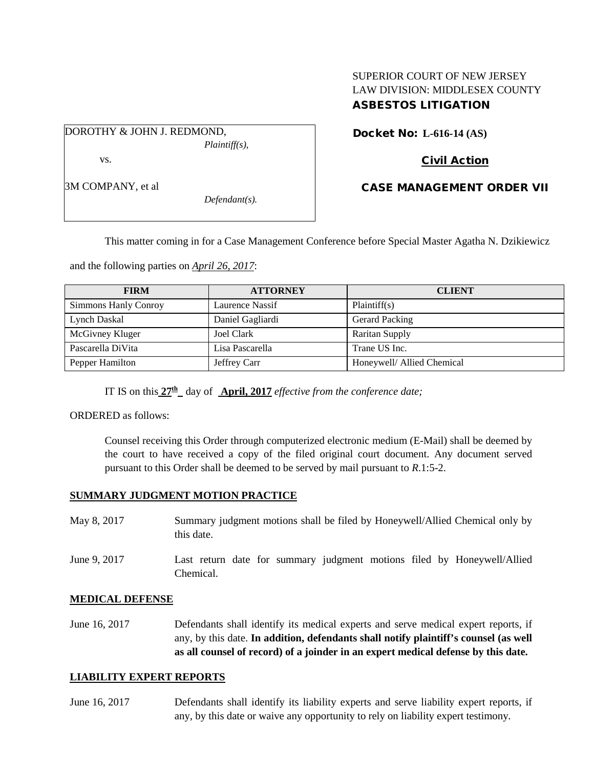SUPERIOR COURT OF NEW JERSEY
LAW DIVISION: MIDDLESEX COUNTY
**ASBESTOS LITIGATION**

DOROTHY & JOHN J. REDMOND,
*Plaintiff(s),*

vs.

3M COMPANY, et al
*Defendant(s).*

**Docket No: L-616-14 (AS)**

**Civil Action**

**CASE MANAGEMENT ORDER VII**

This matter coming in for a Case Management Conference before Special Master Agatha N. Dzikiewicz and the following parties on *April 26, 2017*:

| FIRM | ATTORNEY | CLIENT |
| --- | --- | --- |
| Simmons Hanly Conroy | Laurence Nassif | Plaintiff(s) |
| Lynch Daskal | Daniel Gagliardi | Gerard Packing |
| McGivney Kluger | Joel Clark | Raritan Supply |
| Pascarella DiVita | Lisa Pascarella | Trane US Inc. |
| Pepper Hamilton | Jeffrey Carr | Honeywell/ Allied Chemical |

IT IS on this **27th** day of **April, 2017** *effective from the conference date;*

ORDERED as follows:

Counsel receiving this Order through computerized electronic medium (E-Mail) shall be deemed by the court to have received a copy of the filed original court document. Any document served pursuant to this Order shall be deemed to be served by mail pursuant to *R*.1:5-2.

**SUMMARY JUDGMENT MOTION PRACTICE**

May 8, 2017 — Summary judgment motions shall be filed by Honeywell/Allied Chemical only by this date.

June 9, 2017 — Last return date for summary judgment motions filed by Honeywell/Allied Chemical.

**MEDICAL DEFENSE**

June 16, 2017 — Defendants shall identify its medical experts and serve medical expert reports, if any, by this date. **In addition, defendants shall notify plaintiff's counsel (as well as all counsel of record) of a joinder in an expert medical defense by this date.**

**LIABILITY EXPERT REPORTS**

June 16, 2017 — Defendants shall identify its liability experts and serve liability expert reports, if any, by this date or waive any opportunity to rely on liability expert testimony.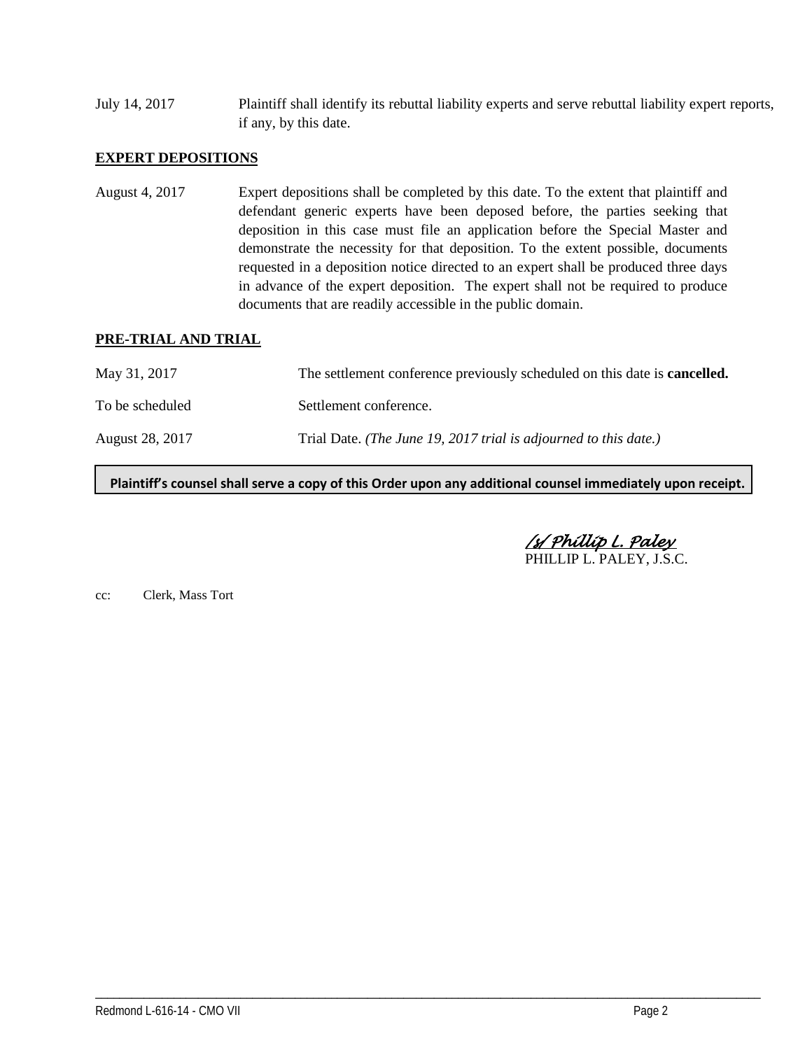July 14, 2017 Plaintiff shall identify its rebuttal liability experts and serve rebuttal liability expert reports, if any, by this date.

**EXPERT DEPOSITIONS**

August 4, 2017 Expert depositions shall be completed by this date. To the extent that plaintiff and defendant generic experts have been deposed before, the parties seeking that deposition in this case must file an application before the Special Master and demonstrate the necessity for that deposition. To the extent possible, documents requested in a deposition notice directed to an expert shall be produced three days in advance of the expert deposition. The expert shall not be required to produce documents that are readily accessible in the public domain.

**PRE-TRIAL AND TRIAL**

May 31, 2017 The settlement conference previously scheduled on this date is **cancelled.**

To be scheduled Settlement conference.

August 28, 2017 Trial Date. *(The June 19, 2017 trial is adjourned to this date.)*

**Plaintiff's counsel shall serve a copy of this Order upon any additional counsel immediately upon receipt.**

*/s/ Phillip L. Paley*
PHILLIP L. PALEY, J.S.C.

cc: Clerk, Mass Tort